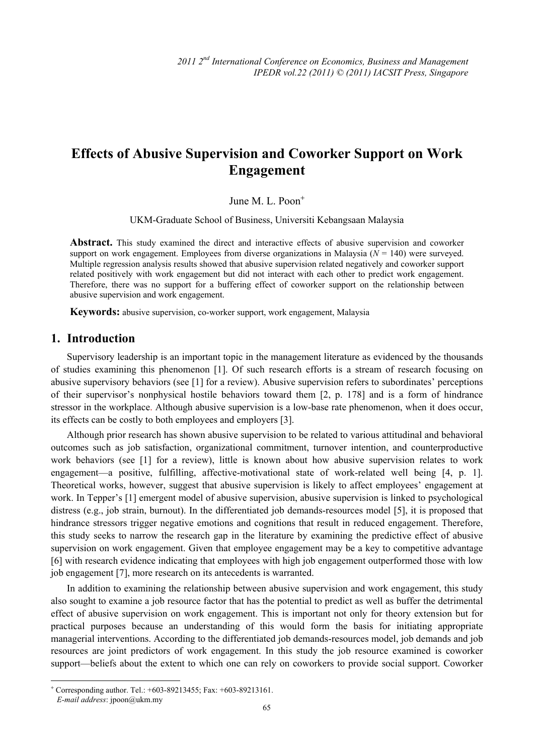# Effects of Abusive Supervision and Coworker Support on Work Engagement

June M. L. Poon[+]

UKM-Graduate School of Business, Universiti Kebangsaan Malaysia

**Abstract.** This study examined the direct and interactive effects of abusive supervision and coworker support on work engagement. Employees from diverse organizations in Malaysia ($N$ = 140) were surveyed. Multiple regression analysis results showed that abusive supervision related negatively and coworker support related positively with work engagement but did not interact with each other to predict work engagement. Therefore, there was no support for a buffering effect of coworker support on the relationship between abusive supervision and work engagement.

**Keywords:** abusive supervision, co-worker support, work engagement, Malaysia

## 1. Introduction

Supervisory leadership is an important topic in the management literature as evidenced by the thousands of studies examining this phenomenon [1]. Of such research efforts is a stream of research focusing on abusive supervisory behaviors (see [1] for a review). Abusive supervision refers to subordinates' perceptions of their supervisor's nonphysical hostile behaviors toward them [2, p. 178] and is a form of hindrance stressor in the workplace. Although abusive supervision is a low-base rate phenomenon, when it does occur, its effects can be costly to both employees and employers [3].

Although prior research has shown abusive supervision to be related to various attitudinal and behavioral outcomes such as job satisfaction, organizational commitment, turnover intention, and counterproductive work behaviors (see [1] for a review), little is known about how abusive supervision relates to work engagement—a positive, fulfilling, affective-motivational state of work-related well being [4, p. 1]. Theoretical works, however, suggest that abusive supervision is likely to affect employees' engagement at work. In Tepper's [1] emergent model of abusive supervision, abusive supervision is linked to psychological distress (e.g., job strain, burnout). In the differentiated job demands-resources model [5], it is proposed that hindrance stressors trigger negative emotions and cognitions that result in reduced engagement. Therefore, this study seeks to narrow the research gap in the literature by examining the predictive effect of abusive supervision on work engagement. Given that employee engagement may be a key to competitive advantage [6] with research evidence indicating that employees with high job engagement outperformed those with low job engagement [7], more research on its antecedents is warranted.

In addition to examining the relationship between abusive supervision and work engagement, this study also sought to examine a job resource factor that has the potential to predict as well as buffer the detrimental effect of abusive supervision on work engagement. This is important not only for theory extension but for practical purposes because an understanding of this would form the basis for initiating appropriate managerial interventions. According to the differentiated job demands-resources model, job demands and job resources are joint predictors of work engagement. In this study the job resource examined is coworker support—beliefs about the extent to which one can rely on coworkers to provide social support. Coworker

[+] Corresponding author. Tel.: +603-89213455; Fax: +603-89213161.
*E-mail address*: jpoon@ukm.my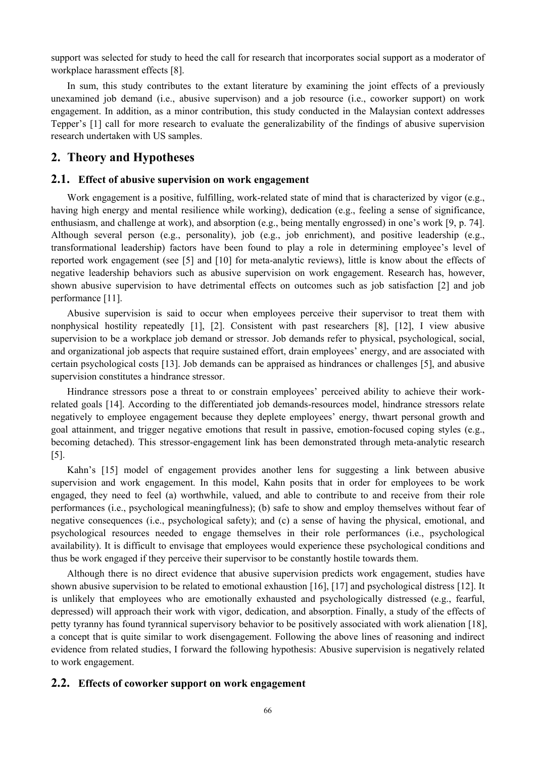support was selected for study to heed the call for research that incorporates social support as a moderator of workplace harassment effects [8].

In sum, this study contributes to the extant literature by examining the joint effects of a previously unexamined job demand (i.e., abusive supervison) and a job resource (i.e., coworker support) on work engagement. In addition, as a minor contribution, this study conducted in the Malaysian context addresses Tepper's [1] call for more research to evaluate the generalizability of the findings of abusive supervision research undertaken with US samples.

## 2. Theory and Hypotheses

### 2.1. Effect of abusive supervision on work engagement

Work engagement is a positive, fulfilling, work-related state of mind that is characterized by vigor (e.g., having high energy and mental resilience while working), dedication (e.g., feeling a sense of significance, enthusiasm, and challenge at work), and absorption (e.g., being mentally engrossed) in one's work [9, p. 74]. Although several person (e.g., personality), job (e.g., job enrichment), and positive leadership (e.g., transformational leadership) factors have been found to play a role in determining employee's level of reported work engagement (see [5] and [10] for meta-analytic reviews), little is know about the effects of negative leadership behaviors such as abusive supervision on work engagement. Research has, however, shown abusive supervision to have detrimental effects on outcomes such as job satisfaction [2] and job performance [11].

Abusive supervision is said to occur when employees perceive their supervisor to treat them with nonphysical hostility repeatedly [1], [2]. Consistent with past researchers [8], [12], I view abusive supervision to be a workplace job demand or stressor. Job demands refer to physical, psychological, social, and organizational job aspects that require sustained effort, drain employees' energy, and are associated with certain psychological costs [13]. Job demands can be appraised as hindrances or challenges [5], and abusive supervision constitutes a hindrance stressor.

Hindrance stressors pose a threat to or constrain employees' perceived ability to achieve their work-related goals [14]. According to the differentiated job demands-resources model, hindrance stressors relate negatively to employee engagement because they deplete employees' energy, thwart personal growth and goal attainment, and trigger negative emotions that result in passive, emotion-focused coping styles (e.g., becoming detached). This stressor-engagement link has been demonstrated through meta-analytic research [5].

Kahn's [15] model of engagement provides another lens for suggesting a link between abusive supervision and work engagement. In this model, Kahn posits that in order for employees to be work engaged, they need to feel (a) worthwhile, valued, and able to contribute to and receive from their role performances (i.e., psychological meaningfulness); (b) safe to show and employ themselves without fear of negative consequences (i.e., psychological safety); and (c) a sense of having the physical, emotional, and psychological resources needed to engage themselves in their role performances (i.e., psychological availability). It is difficult to envisage that employees would experience these psychological conditions and thus be work engaged if they perceive their supervisor to be constantly hostile towards them.

Although there is no direct evidence that abusive supervision predicts work engagement, studies have shown abusive supervision to be related to emotional exhaustion [16], [17] and psychological distress [12]. It is unlikely that employees who are emotionally exhausted and psychologically distressed (e.g., fearful, depressed) will approach their work with vigor, dedication, and absorption. Finally, a study of the effects of petty tyranny has found tyrannical supervisory behavior to be positively associated with work alienation [18], a concept that is quite similar to work disengagement. Following the above lines of reasoning and indirect evidence from related studies, I forward the following hypothesis: Abusive supervision is negatively related to work engagement.

### 2.2. Effects of coworker support on work engagement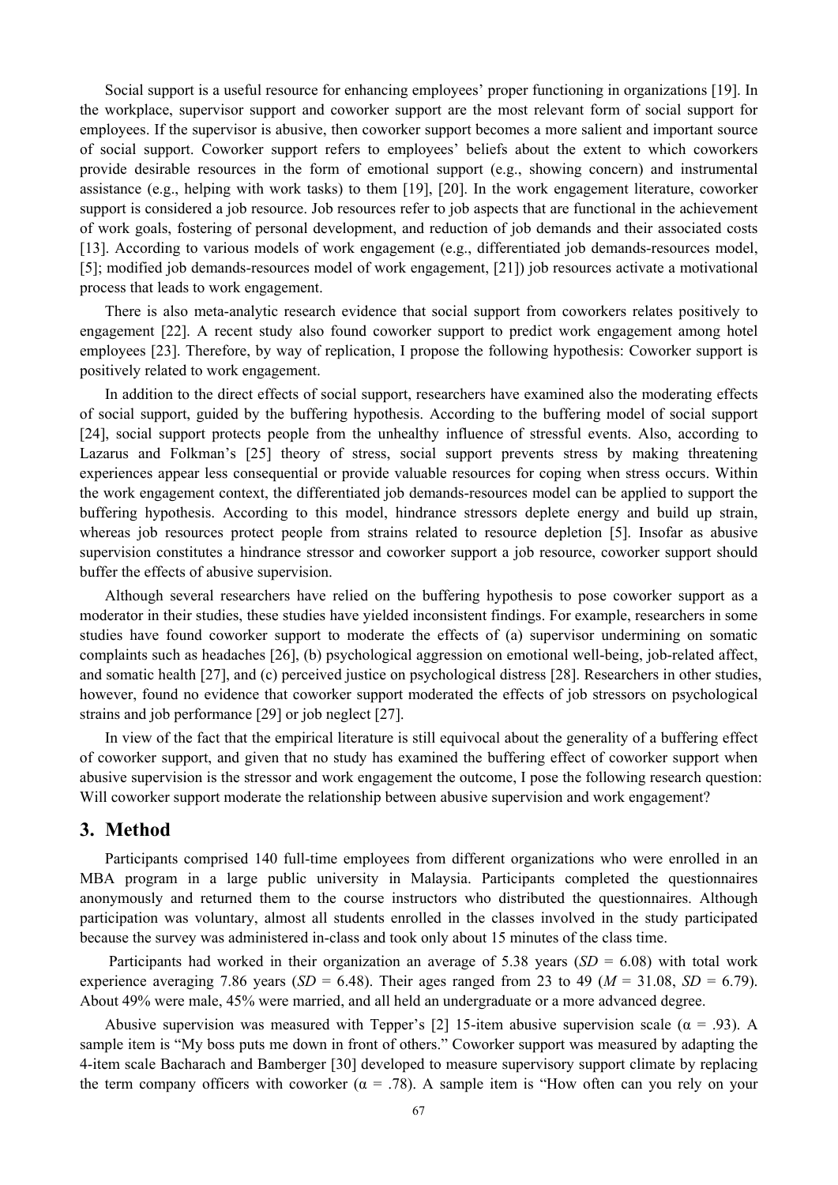Social support is a useful resource for enhancing employees' proper functioning in organizations [19]. In the workplace, supervisor support and coworker support are the most relevant form of social support for employees. If the supervisor is abusive, then coworker support becomes a more salient and important source of social support. Coworker support refers to employees' beliefs about the extent to which coworkers provide desirable resources in the form of emotional support (e.g., showing concern) and instrumental assistance (e.g., helping with work tasks) to them [19], [20]. In the work engagement literature, coworker support is considered a job resource. Job resources refer to job aspects that are functional in the achievement of work goals, fostering of personal development, and reduction of job demands and their associated costs [13]. According to various models of work engagement (e.g., differentiated job demands-resources model, [5]; modified job demands-resources model of work engagement, [21]) job resources activate a motivational process that leads to work engagement.

There is also meta-analytic research evidence that social support from coworkers relates positively to engagement [22]. A recent study also found coworker support to predict work engagement among hotel employees [23]. Therefore, by way of replication, I propose the following hypothesis: Coworker support is positively related to work engagement.

In addition to the direct effects of social support, researchers have examined also the moderating effects of social support, guided by the buffering hypothesis. According to the buffering model of social support [24], social support protects people from the unhealthy influence of stressful events. Also, according to Lazarus and Folkman's [25] theory of stress, social support prevents stress by making threatening experiences appear less consequential or provide valuable resources for coping when stress occurs. Within the work engagement context, the differentiated job demands-resources model can be applied to support the buffering hypothesis. According to this model, hindrance stressors deplete energy and build up strain, whereas job resources protect people from strains related to resource depletion [5]. Insofar as abusive supervision constitutes a hindrance stressor and coworker support a job resource, coworker support should buffer the effects of abusive supervision.

Although several researchers have relied on the buffering hypothesis to pose coworker support as a moderator in their studies, these studies have yielded inconsistent findings. For example, researchers in some studies have found coworker support to moderate the effects of (a) supervisor undermining on somatic complaints such as headaches [26], (b) psychological aggression on emotional well-being, job-related affect, and somatic health [27], and (c) perceived justice on psychological distress [28]. Researchers in other studies, however, found no evidence that coworker support moderated the effects of job stressors on psychological strains and job performance [29] or job neglect [27].

In view of the fact that the empirical literature is still equivocal about the generality of a buffering effect of coworker support, and given that no study has examined the buffering effect of coworker support when abusive supervision is the stressor and work engagement the outcome, I pose the following research question: Will coworker support moderate the relationship between abusive supervision and work engagement?

## 3. Method

Participants comprised 140 full-time employees from different organizations who were enrolled in an MBA program in a large public university in Malaysia. Participants completed the questionnaires anonymously and returned them to the course instructors who distributed the questionnaires. Although participation was voluntary, almost all students enrolled in the classes involved in the study participated because the survey was administered in-class and took only about 15 minutes of the class time.

Participants had worked in their organization an average of 5.38 years ($SD$ = 6.08) with total work experience averaging 7.86 years ($SD$ = 6.48). Their ages ranged from 23 to 49 ($M$ = 31.08, $SD$ = 6.79). About 49% were male, 45% were married, and all held an undergraduate or a more advanced degree.

Abusive supervision was measured with Tepper's [2] 15-item abusive supervision scale ($\alpha$ = .93). A sample item is "My boss puts me down in front of others." Coworker support was measured by adapting the 4-item scale Bacharach and Bamberger [30] developed to measure supervisory support climate by replacing the term company officers with coworker ($\alpha$ = .78). A sample item is "How often can you rely on your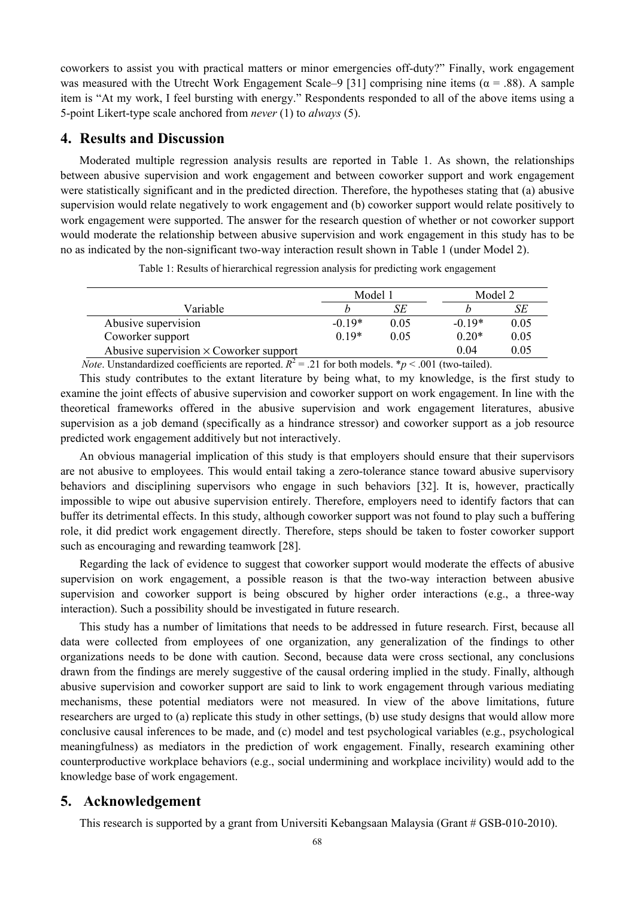coworkers to assist you with practical matters or minor emergencies off-duty?" Finally, work engagement was measured with the Utrecht Work Engagement Scale–9 [31] comprising nine items (α = .88). A sample item is "At my work, I feel bursting with energy." Respondents responded to all of the above items using a 5-point Likert-type scale anchored from *never* (1) to *always* (5).

## 4. Results and Discussion

Moderated multiple regression analysis results are reported in Table 1. As shown, the relationships between abusive supervision and work engagement and between coworker support and work engagement were statistically significant and in the predicted direction. Therefore, the hypotheses stating that (a) abusive supervision would relate negatively to work engagement and (b) coworker support would relate positively to work engagement were supported. The answer for the research question of whether or not coworker support would moderate the relationship between abusive supervision and work engagement in this study has to be no as indicated by the non-significant two-way interaction result shown in Table 1 (under Model 2).

Table 1: Results of hierarchical regression analysis for predicting work engagement

| Variable | Model 1 | | Model 2 | |
|---|---|---|---|---|
| | *b* | *SE* | *b* | *SE* |
| Abusive supervision | -0.19* | 0.05 | -0.19* | 0.05 |
| Coworker support | 0.19* | 0.05 | 0.20* | 0.05 |
| Abusive supervision × Coworker support | | | 0.04 | 0.05 |

*Note*. Unstandardized coefficients are reported. $R^2$ = .21 for both models. \*$p$ < .001 (two-tailed).

This study contributes to the extant literature by being what, to my knowledge, is the first study to examine the joint effects of abusive supervision and coworker support on work engagement. In line with the theoretical frameworks offered in the abusive supervision and work engagement literatures, abusive supervision as a job demand (specifically as a hindrance stressor) and coworker support as a job resource predicted work engagement additively but not interactively.

An obvious managerial implication of this study is that employers should ensure that their supervisors are not abusive to employees. This would entail taking a zero-tolerance stance toward abusive supervisory behaviors and disciplining supervisors who engage in such behaviors [32]. It is, however, practically impossible to wipe out abusive supervision entirely. Therefore, employers need to identify factors that can buffer its detrimental effects. In this study, although coworker support was not found to play such a buffering role, it did predict work engagement directly. Therefore, steps should be taken to foster coworker support such as encouraging and rewarding teamwork [28].

Regarding the lack of evidence to suggest that coworker support would moderate the effects of abusive supervision on work engagement, a possible reason is that the two-way interaction between abusive supervision and coworker support is being obscured by higher order interactions (e.g., a three-way interaction). Such a possibility should be investigated in future research.

This study has a number of limitations that needs to be addressed in future research. First, because all data were collected from employees of one organization, any generalization of the findings to other organizations needs to be done with caution. Second, because data were cross sectional, any conclusions drawn from the findings are merely suggestive of the causal ordering implied in the study. Finally, although abusive supervision and coworker support are said to link to work engagement through various mediating mechanisms, these potential mediators were not measured. In view of the above limitations, future researchers are urged to (a) replicate this study in other settings, (b) use study designs that would allow more conclusive causal inferences to be made, and (c) model and test psychological variables (e.g., psychological meaningfulness) as mediators in the prediction of work engagement. Finally, research examining other counterproductive workplace behaviors (e.g., social undermining and workplace incivility) would add to the knowledge base of work engagement.

## 5. Acknowledgement

This research is supported by a grant from Universiti Kebangsaan Malaysia (Grant # GSB-010-2010).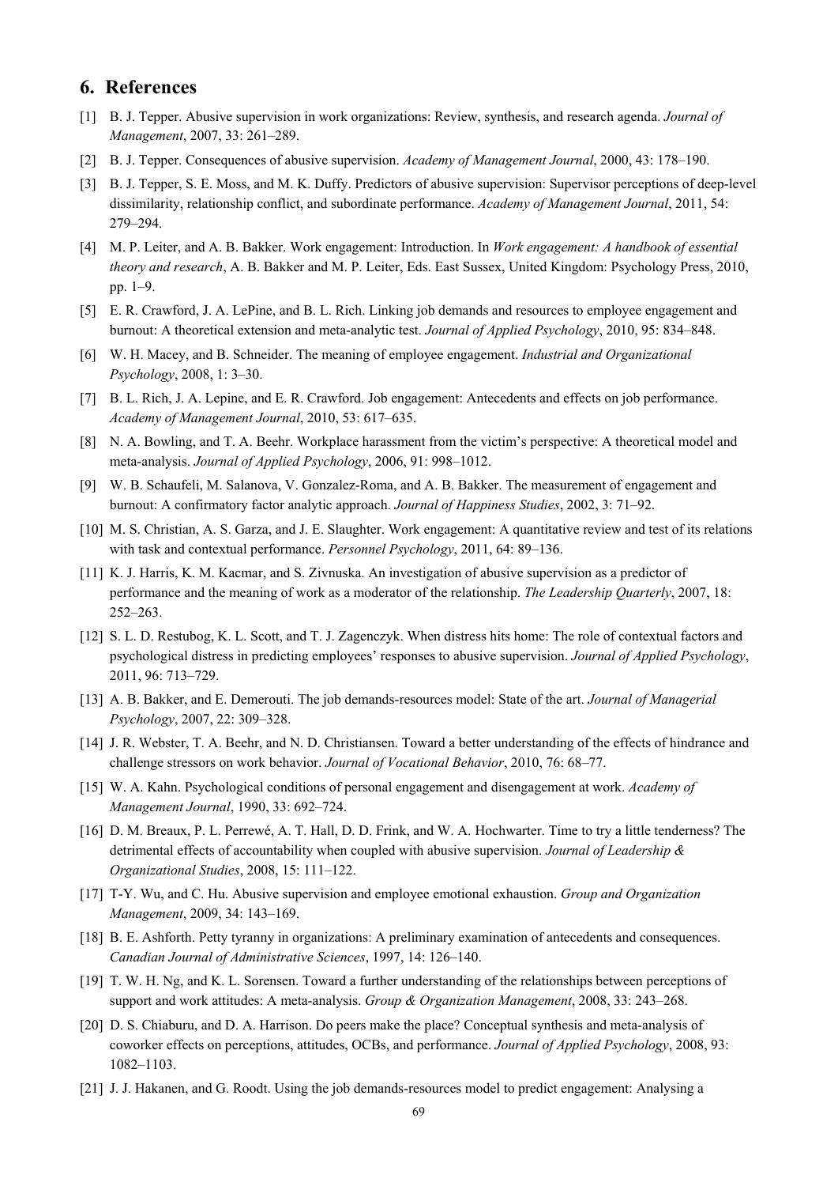## 6. References

[1] B. J. Tepper. Abusive supervision in work organizations: Review, synthesis, and research agenda. *Journal of Management*, 2007, 33: 261–289.

[2] B. J. Tepper. Consequences of abusive supervision. *Academy of Management Journal*, 2000, 43: 178–190.

[3] B. J. Tepper, S. E. Moss, and M. K. Duffy. Predictors of abusive supervision: Supervisor perceptions of deep-level dissimilarity, relationship conflict, and subordinate performance. *Academy of Management Journal*, 2011, 54: 279–294.

[4] M. P. Leiter, and A. B. Bakker. Work engagement: Introduction. In *Work engagement: A handbook of essential theory and research*, A. B. Bakker and M. P. Leiter, Eds. East Sussex, United Kingdom: Psychology Press, 2010, pp. 1–9.

[5] E. R. Crawford, J. A. LePine, and B. L. Rich. Linking job demands and resources to employee engagement and burnout: A theoretical extension and meta-analytic test. *Journal of Applied Psychology*, 2010, 95: 834–848.

[6] W. H. Macey, and B. Schneider. The meaning of employee engagement. *Industrial and Organizational Psychology*, 2008, 1: 3–30.

[7] B. L. Rich, J. A. Lepine, and E. R. Crawford. Job engagement: Antecedents and effects on job performance. *Academy of Management Journal*, 2010, 53: 617–635.

[8] N. A. Bowling, and T. A. Beehr. Workplace harassment from the victim's perspective: A theoretical model and meta-analysis. *Journal of Applied Psychology*, 2006, 91: 998–1012.

[9] W. B. Schaufeli, M. Salanova, V. Gonzalez-Roma, and A. B. Bakker. The measurement of engagement and burnout: A confirmatory factor analytic approach. *Journal of Happiness Studies*, 2002, 3: 71–92.

[10] M. S. Christian, A. S. Garza, and J. E. Slaughter. Work engagement: A quantitative review and test of its relations with task and contextual performance. *Personnel Psychology*, 2011, 64: 89–136.

[11] K. J. Harris, K. M. Kacmar, and S. Zivnuska. An investigation of abusive supervision as a predictor of performance and the meaning of work as a moderator of the relationship. *The Leadership Quarterly*, 2007, 18: 252–263.

[12] S. L. D. Restubog, K. L. Scott, and T. J. Zagenczyk. When distress hits home: The role of contextual factors and psychological distress in predicting employees' responses to abusive supervision. *Journal of Applied Psychology*, 2011, 96: 713–729.

[13] A. B. Bakker, and E. Demerouti. The job demands-resources model: State of the art. *Journal of Managerial Psychology*, 2007, 22: 309–328.

[14] J. R. Webster, T. A. Beehr, and N. D. Christiansen. Toward a better understanding of the effects of hindrance and challenge stressors on work behavior. *Journal of Vocational Behavior*, 2010, 76: 68–77.

[15] W. A. Kahn. Psychological conditions of personal engagement and disengagement at work. *Academy of Management Journal*, 1990, 33: 692–724.

[16] D. M. Breaux, P. L. Perrewé, A. T. Hall, D. D. Frink, and W. A. Hochwarter. Time to try a little tenderness? The detrimental effects of accountability when coupled with abusive supervision. *Journal of Leadership & Organizational Studies*, 2008, 15: 111–122.

[17] T-Y. Wu, and C. Hu. Abusive supervision and employee emotional exhaustion. *Group and Organization Management*, 2009, 34: 143–169.

[18] B. E. Ashforth. Petty tyranny in organizations: A preliminary examination of antecedents and consequences. *Canadian Journal of Administrative Sciences*, 1997, 14: 126–140.

[19] T. W. H. Ng, and K. L. Sorensen. Toward a further understanding of the relationships between perceptions of support and work attitudes: A meta-analysis. *Group & Organization Management*, 2008, 33: 243–268.

[20] D. S. Chiaburu, and D. A. Harrison. Do peers make the place? Conceptual synthesis and meta-analysis of coworker effects on perceptions, attitudes, OCBs, and performance. *Journal of Applied Psychology*, 2008, 93: 1082–1103.

[21] J. J. Hakanen, and G. Roodt. Using the job demands-resources model to predict engagement: Analysing a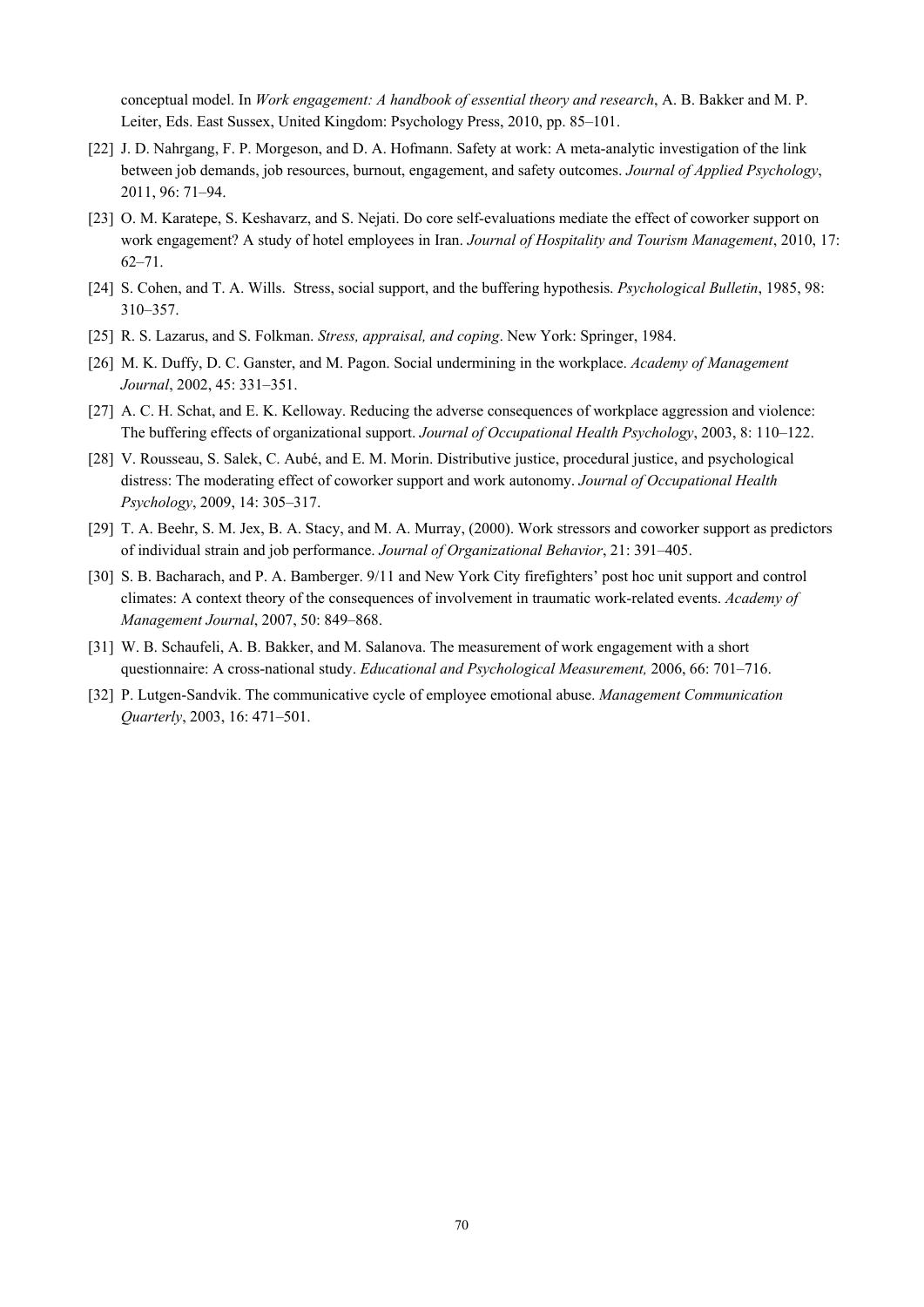conceptual model. In *Work engagement: A handbook of essential theory and research*, A. B. Bakker and M. P. Leiter, Eds. East Sussex, United Kingdom: Psychology Press, 2010, pp. 85–101.

[22] J. D. Nahrgang, F. P. Morgeson, and D. A. Hofmann. Safety at work: A meta-analytic investigation of the link between job demands, job resources, burnout, engagement, and safety outcomes. *Journal of Applied Psychology*, 2011, 96: 71–94.

[23] O. M. Karatepe, S. Keshavarz, and S. Nejati. Do core self-evaluations mediate the effect of coworker support on work engagement? A study of hotel employees in Iran. *Journal of Hospitality and Tourism Management*, 2010, 17: 62–71.

[24] S. Cohen, and T. A. Wills. Stress, social support, and the buffering hypothesis. *Psychological Bulletin*, 1985, 98: 310–357.

[25] R. S. Lazarus, and S. Folkman. *Stress, appraisal, and coping*. New York: Springer, 1984.

[26] M. K. Duffy, D. C. Ganster, and M. Pagon. Social undermining in the workplace. *Academy of Management Journal*, 2002, 45: 331–351.

[27] A. C. H. Schat, and E. K. Kelloway. Reducing the adverse consequences of workplace aggression and violence: The buffering effects of organizational support. *Journal of Occupational Health Psychology*, 2003, 8: 110–122.

[28] V. Rousseau, S. Salek, C. Aubé, and E. M. Morin. Distributive justice, procedural justice, and psychological distress: The moderating effect of coworker support and work autonomy. *Journal of Occupational Health Psychology*, 2009, 14: 305–317.

[29] T. A. Beehr, S. M. Jex, B. A. Stacy, and M. A. Murray, (2000). Work stressors and coworker support as predictors of individual strain and job performance. *Journal of Organizational Behavior*, 21: 391–405.

[30] S. B. Bacharach, and P. A. Bamberger. 9/11 and New York City firefighters' post hoc unit support and control climates: A context theory of the consequences of involvement in traumatic work-related events. *Academy of Management Journal*, 2007, 50: 849–868.

[31] W. B. Schaufeli, A. B. Bakker, and M. Salanova. The measurement of work engagement with a short questionnaire: A cross-national study. *Educational and Psychological Measurement,* 2006, 66: 701–716.

[32] P. Lutgen-Sandvik. The communicative cycle of employee emotional abuse. *Management Communication Quarterly*, 2003, 16: 471–501.